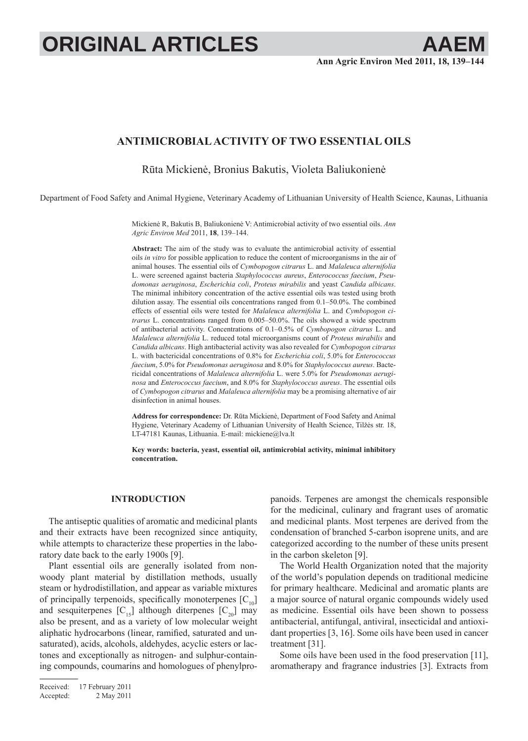# ANTIMICROBIAL ACTIVITY OF TWO ESSENTIAL OILS

Rūta Mickienė, Bronius Bakutis, Violeta Baliukonienė

Department of Food Safety and Animal Hygiene, Veterinary Academy of Lithuanian University of Health Science, Kaunas, Lithuania

Mickienė R, Bakutis B, Baliukonienė V: Antimicrobial activity of two essential oils. *Ann Agric Environ Med* 2011, **18**, 139–144.

**Abstract:** The aim of the study was to evaluate the antimicrobial activity of essential oils *in vitro* for possible application to reduce the content of microorganisms in the air of animal houses. The essential oils of *Cymbopogon citrarus* L. and *Malaleuca alternifolia* L. were screened against bacteria *Staphylococcus aureus*, *Enterococcus faecium*, *Pseudomonas aeruginosa*, *Escherichia coli*, *Proteus mirabilis* and yeast *Candida albicans*. The minimal inhibitory concentration of the active essential oils was tested using broth dilution assay. The essential oils concentrations ranged from 0.1–50.0%. The combined effects of essential oils were tested for *Malaleuca alternifolia* L. and *Cymbopogon citrarus* L. concentrations ranged from 0.005–50.0%. The oils showed a wide spectrum of antibacterial activity. Concentrations of 0.1–0.5% of *Cymbopogon citrarus* L. and *Malaleuca alternifolia* L. reduced total microorganisms count of *Proteus mirabilis* and *Candida albicans*. High antibacterial activity was also revealed for *Cymbopogon citrarus* L. with bactericidal concentrations of 0.8% for *Escherichia coli*, 5.0% for *Enterococcus faecium*, 5.0% for *Pseudomonas aeruginosa* and 8.0% for *Staphylococcus aureus*. Bactericidal concentrations of *Malaleuca alternifolia* L. were 5.0% for *Pseudomonas aeruginosa* and *Enterococcus faecium*, and 8.0% for *Staphylococcus aureus*. The essential oils of *Cymbopogon citrarus* and *Malaleuca alternifolia* may be a promising alternative of air disinfection in animal houses.

**Address for correspondence:** Dr. Rūta Mickienė, Department of Food Safety and Animal Hygiene, Veterinary Academy of Lithuanian University of Health Science, Tilžės str. 18, LT-47181 Kaunas, Lithuania. E-mail: mickiene@lva.lt

**Key words: bacteria, yeast, essential oil, antimicrobial activity, minimal inhibitory concentration.**

## INTRODUCTION

The antiseptic qualities of aromatic and medicinal plants and their extracts have been recognized since antiquity, while attempts to characterize these properties in the laboratory date back to the early 1900s [9].

Plant essential oils are generally isolated from non-woody plant material by distillation methods, usually steam or hydrodistillation, and appear as variable mixtures of principally terpenoids, specifically monoterpenes [$C_{10}$] and sesquiterpenes [$C_{15}$] although diterpenes [$C_{20}$] may also be present, and as a variety of low molecular weight aliphatic hydrocarbons (linear, ramified, saturated and unsaturated), acids, alcohols, aldehydes, acyclic esters or lactones and exceptionally as nitrogen- and sulphur-containing compounds, coumarins and homologues of phenylpropanoids. Terpenes are amongst the chemicals responsible for the medicinal, culinary and fragrant uses of aromatic and medicinal plants. Most terpenes are derived from the condensation of branched 5-carbon isoprene units, and are categorized according to the number of these units present in the carbon skeleton [9].

The World Health Organization noted that the majority of the world's population depends on traditional medicine for primary healthcare. Medicinal and aromatic plants are a major source of natural organic compounds widely used as medicine. Essential oils have been shown to possess antibacterial, antifungal, antiviral, insecticidal and antioxidant properties [3, 16]. Some oils have been used in cancer treatment [31].

Some oils have been used in the food preservation [11], aromatherapy and fragrance industries [3]. Extracts from

Received: 17 February 2011
Accepted: 2 May 2011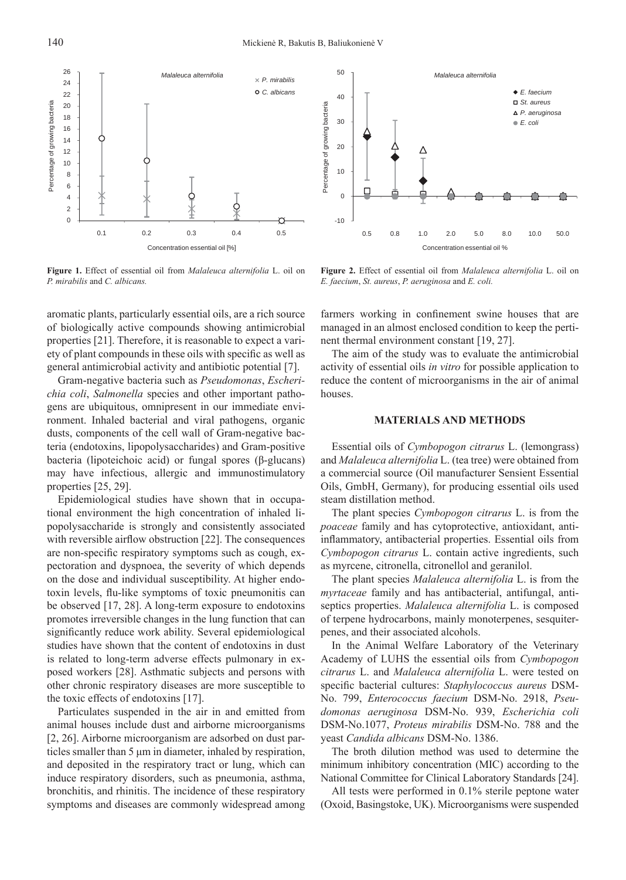**Figure 1.** Effect of essential oil from *Malaleuca alternifolia* L. oil on *P. mirabilis* and *C. albicans.*

**Figure 2.** Effect of essential oil from *Malaleuca alternifolia* L. oil on *E. faecium*, *St. aureus*, *P. aeruginosa* and *E. coli.*

aromatic plants, particularly essential oils, are a rich source of biologically active compounds showing antimicrobial properties [21]. Therefore, it is reasonable to expect a variety of plant compounds in these oils with specific as well as general antimicrobial activity and antibiotic potential [7].

Gram-negative bacteria such as *Pseudomonas*, *Escherichia coli*, *Salmonella* species and other important pathogens are ubiquitous, omnipresent in our immediate environment. Inhaled bacterial and viral pathogens, organic dusts, components of the cell wall of Gram-negative bacteria (endotoxins, lipopolysaccharides) and Gram-positive bacteria (lipoteichoic acid) or fungal spores (β-glucans) may have infectious, allergic and immunostimulatory properties [25, 29].

Epidemiological studies have shown that in occupational environment the high concentration of inhaled lipopolysaccharide is strongly and consistently associated with reversible airflow obstruction [22]. The consequences are non-specific respiratory symptoms such as cough, expectoration and dyspnoea, the severity of which depends on the dose and individual susceptibility. At higher endotoxin levels, flu-like symptoms of toxic pneumonitis can be observed [17, 28]. A long-term exposure to endotoxins promotes irreversible changes in the lung function that can significantly reduce work ability. Several epidemiological studies have shown that the content of endotoxins in dust is related to long-term adverse effects pulmonary in exposed workers [28]. Asthmatic subjects and persons with other chronic respiratory diseases are more susceptible to the toxic effects of endotoxins [17].

Particulates suspended in the air in and emitted from animal houses include dust and airborne microorganisms [2, 26]. Airborne microorganism are adsorbed on dust particles smaller than 5 μm in diameter, inhaled by respiration, and deposited in the respiratory tract or lung, which can induce respiratory disorders, such as pneumonia, asthma, bronchitis, and rhinitis. The incidence of these respiratory symptoms and diseases are commonly widespread among farmers working in confinement swine houses that are managed in an almost enclosed condition to keep the pertinent thermal environment constant [19, 27].

The aim of the study was to evaluate the antimicrobial activity of essential oils *in vitro* for possible application to reduce the content of microorganisms in the air of animal houses.

## MATERIALS AND METHODS

Essential oils of *Cymbopogon citrarus* L. (lemongrass) and *Malaleuca alternifolia* L. (tea tree) were obtained from a commercial source (Oil manufacturer Sensient Essential Oils, GmbH, Germany), for producing essential oils used steam distillation method.

The plant species *Cymbopogon citrarus* L. is from the *poaceae* family and has cytoprotective, antioxidant, anti-inflammatory, antibacterial properties. Essential oils from *Cymbopogon citrarus* L. contain active ingredients, such as myrcene, citronella, citronellol and geranilol.

The plant species *Malaleuca alternifolia* L. is from the *myrtaceae* family and has antibacterial, antifungal, antiseptics properties. *Malaleuca alternifolia* L. is composed of terpene hydrocarbons, mainly monoterpenes, sesquiterpenes, and their associated alcohols.

In the Animal Welfare Laboratory of the Veterinary Academy of LUHS the essential oils from *Cymbopogon citrarus* L. and *Malaleuca alternifolia* L. were tested on specific bacterial cultures: *Staphylococcus aureus* DSM-No. 799, *Enterococcus faecium* DSM-No. 2918, *Pseudomonas aeruginosa* DSM-No. 939, *Escherichia coli* DSM-No.1077, *Proteus mirabilis* DSM-No. 788 and the yeast *Candida albicans* DSM-No. 1386.

The broth dilution method was used to determine the minimum inhibitory concentration (MIC) according to the National Committee for Clinical Laboratory Standards [24].

All tests were performed in 0.1% sterile peptone water (Oxoid, Basingstoke, UK). Microorganisms were suspended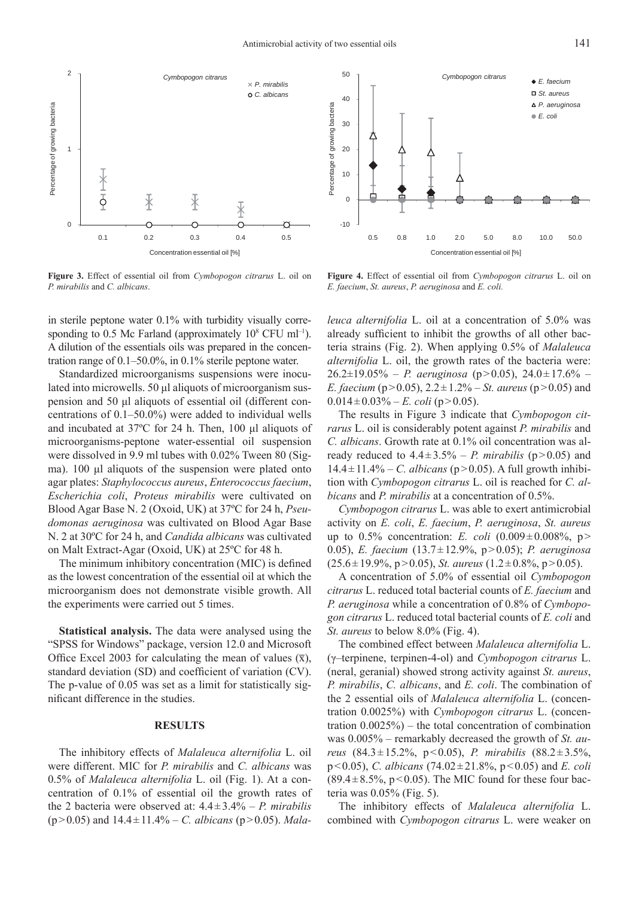**Figure 3.** Effect of essential oil from *Cymbopogon citrarus* L. oil on *P. mirabilis* and *C. albicans*.

**Figure 4.** Effect of essential oil from *Cymbopogon citrarus* L. oil on *E. faecium*, *St. aureus*, *P. aeruginosa* and *E. coli.*

in sterile peptone water 0.1% with turbidity visually corresponding to 0.5 Mc Farland (approximately $10^8$ CFU $ml^{-1}$). A dilution of the essentials oils was prepared in the concentration range of 0.1–50.0%, in 0.1% sterile peptone water.

Standardized microorganisms suspensions were inoculated into microwells. 50 μl aliquots of microorganism suspension and 50 μl aliquots of essential oil (different concentrations of 0.1–50.0%) were added to individual wells and incubated at 37ºC for 24 h. Then, 100 μl aliquots of microorganisms-peptone water-essential oil suspension were dissolved in 9.9 ml tubes with 0.02% Tween 80 (Sigma). 100 μl aliquots of the suspension were plated onto agar plates: *Staphylococcus aureus*, *Enterococcus faecium*, *Escherichia coli*, *Proteus mirabilis* were cultivated on Blood Agar Base N. 2 (Oxoid, UK) at 37ºC for 24 h, *Pseudomonas aeruginosa* was cultivated on Blood Agar Base N. 2 at 30ºC for 24 h, and *Candida albicans* was cultivated on Malt Extract-Agar (Oxoid, UK) at 25ºC for 48 h.

The minimum inhibitory concentration (MIC) is defined as the lowest concentration of the essential oil at which the microorganism does not demonstrate visible growth. All the experiments were carried out 5 times.

**Statistical analysis.** The data were analysed using the "SPSS for Windows" package, version 12.0 and Microsoft Office Excel 2003 for calculating the mean of values ($\bar{x}$), standard deviation (SD) and coefficient of variation (CV). The p-value of 0.05 was set as a limit for statistically significant difference in the studies.

## RESULTS

The inhibitory effects of *Malaleuca alternifolia* L. oil were different. MIC for *P. mirabilis* and *C. albicans* was 0.5% of *Malaleuca alternifolia* L. oil (Fig. 1). At a concentration of 0.1% of essential oil the growth rates of the 2 bacteria were observed at: 4.4 ± 3.4% – *P. mirabilis* ($p > 0.05$) and 14.4 ± 11.4% – *C. albicans* ($p > 0.05$). *Malaleuca alternifolia* L. oil at a concentration of 5.0% was already sufficient to inhibit the growths of all other bacteria strains (Fig. 2). When applying 0.5% of *Malaleuca alternifolia* L. oil, the growth rates of the bacteria were: 26.2±19.05% – *P. aeruginosa* ($p > 0.05$), 24.0 ± 17.6% – *E. faecium* ($p > 0.05$), 2.2 ± 1.2% – *St. aureus* ($p > 0.05$) and 0.014 ± 0.03% – *E. coli* ($p > 0.05$).

The results in Figure 3 indicate that *Cymbopogon citrarus* L. oil is considerably potent against *P. mirabilis* and *C. albicans*. Growth rate at 0.1% oil concentration was already reduced to 4.4 ± 3.5% – *P. mirabilis* ($p > 0.05$) and 14.4 ± 11.4% – *C. albicans* ($p > 0.05$). A full growth inhibition with *Cymbopogon citrarus* L. oil is reached for *C. albicans* and *P. mirabilis* at a concentration of 0.5%.

*Cymbopogon citrarus* L. was able to exert antimicrobial activity on *E. coli*, *E. faecium*, *P. aeruginosa*, *St. aureus* up to 0.5% concentration: *E. coli* (0.009 ± 0.008%, $p > 0.05$), *E. faecium* (13.7 ± 12.9%, $p > 0.05$); *P. aeruginosa* (25.6 ± 19.9%, $p > 0.05$), *St. aureus* (1.2 ± 0.8%, $p > 0.05$).

A concentration of 5.0% of essential oil *Cymbopogon citrarus* L. reduced total bacterial counts of *E. faecium* and *P. aeruginosa* while a concentration of 0.8% of *Cymbopogon citrarus* L. reduced total bacterial counts of *E. coli* and *St. aureus* to below 8.0% (Fig. 4).

The combined effect between *Malaleuca alternifolia* L. (γ–terpinene, terpinen-4-ol) and *Cymbopogon citrarus* L. (neral, geranial) showed strong activity against *St. aureus*, *P. mirabilis*, *C. albicans*, and *E. coli*. The combination of the 2 essential oils of *Malaleuca alternifolia* L. (concentration 0.0025%) with *Cymbopogon citrarus* L. (concentration 0.0025%) – the total concentration of combination was 0.005% – remarkably decreased the growth of *St. aureus* (84.3 ± 15.2%, $p < 0.05$), *P. mirabilis* (88.2 ± 3.5%, $p < 0.05$), *C. albicans* (74.02 ± 21.8%, $p < 0.05$) and *E. coli* (89.4 ± 8.5%, $p < 0.05$). The MIC found for these four bacteria was 0.05% (Fig. 5).

The inhibitory effects of *Malaleuca alternifolia* L. combined with *Cymbopogon citrarus* L. were weaker on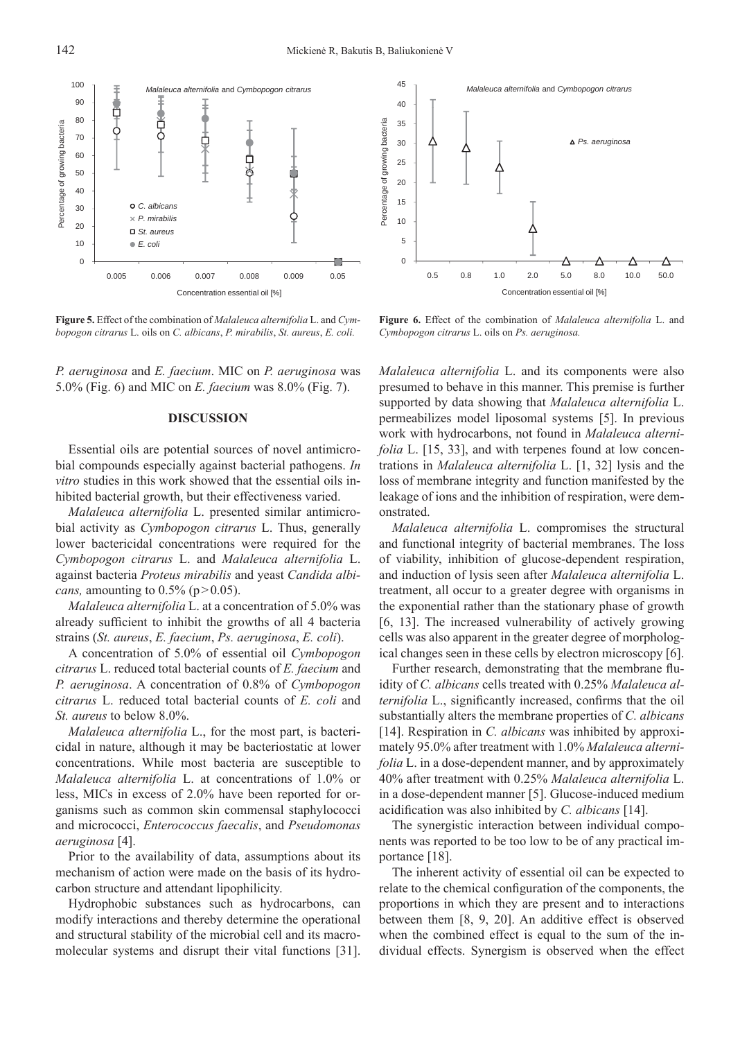**Figure 5.** Effect of the combination of *Malaleuca alternifolia* L. and *Cymbopogon citrarus* L. oils on *C. albicans*, *P. mirabilis*, *St. aureus*, *E. coli.*

**Figure 6.** Effect of the combination of *Malaleuca alternifolia* L. and *Cymbopogon citrarus* L. oils on *Ps. aeruginosa.*

*P. aeruginosa* and *E. faecium*. MIC on *P. aeruginosa* was 5.0% (Fig. 6) and MIC on *E. faecium* was 8.0% (Fig. 7).

## DISCUSSION

Essential oils are potential sources of novel antimicrobial compounds especially against bacterial pathogens. *In vitro* studies in this work showed that the essential oils inhibited bacterial growth, but their effectiveness varied.

*Malaleuca alternifolia* L. presented similar antimicrobial activity as *Cymbopogon citrarus* L. Thus, generally lower bactericidal concentrations were required for the *Cymbopogon citrarus* L. and *Malaleuca alternifolia* L. against bacteria *Proteus mirabilis* and yeast *Candida albicans,* amounting to 0.5% ($p > 0.05$).

*Malaleuca alternifolia* L. at a concentration of 5.0% was already sufficient to inhibit the growths of all 4 bacteria strains (*St. aureus*, *E. faecium*, *Ps. aeruginosa*, *E. coli*).

A concentration of 5.0% of essential oil *Cymbopogon citrarus* L. reduced total bacterial counts of *E. faecium* and *P. aeruginosa*. A concentration of 0.8% of *Cymbopogon citrarus* L. reduced total bacterial counts of *E. coli* and *St. aureus* to below 8.0%.

*Malaleuca alternifolia* L., for the most part, is bactericidal in nature, although it may be bacteriostatic at lower concentrations. While most bacteria are susceptible to *Malaleuca alternifolia* L. at concentrations of 1.0% or less, MICs in excess of 2.0% have been reported for organisms such as common skin commensal staphylococci and micrococci, *Enterococcus faecalis*, and *Pseudomonas aeruginosa* [4].

Prior to the availability of data, assumptions about its mechanism of action were made on the basis of its hydrocarbon structure and attendant lipophilicity.

Hydrophobic substances such as hydrocarbons, can modify interactions and thereby determine the operational and structural stability of the microbial cell and its macromolecular systems and disrupt their vital functions [31]. *Malaleuca alternifolia* L. and its components were also presumed to behave in this manner. This premise is further supported by data showing that *Malaleuca alternifolia* L. permeabilizes model liposomal systems [5]. In previous work with hydrocarbons, not found in *Malaleuca alternifolia* L. [15, 33], and with terpenes found at low concentrations in *Malaleuca alternifolia* L. [1, 32] lysis and the loss of membrane integrity and function manifested by the leakage of ions and the inhibition of respiration, were demonstrated.

*Malaleuca alternifolia* L. compromises the structural and functional integrity of bacterial membranes. The loss of viability, inhibition of glucose-dependent respiration, and induction of lysis seen after *Malaleuca alternifolia* L. treatment, all occur to a greater degree with organisms in the exponential rather than the stationary phase of growth [6, 13]. The increased vulnerability of actively growing cells was also apparent in the greater degree of morphological changes seen in these cells by electron microscopy [6].

Further research, demonstrating that the membrane fluidity of *C. albicans* cells treated with 0.25% *Malaleuca alternifolia* L., significantly increased, confirms that the oil substantially alters the membrane properties of *C. albicans* [14]. Respiration in *C. albicans* was inhibited by approximately 95.0% after treatment with 1.0% *Malaleuca alternifolia* L. in a dose-dependent manner, and by approximately 40% after treatment with 0.25% *Malaleuca alternifolia* L. in a dose-dependent manner [5]. Glucose-induced medium acidification was also inhibited by *C. albicans* [14].

The synergistic interaction between individual components was reported to be too low to be of any practical importance [18].

The inherent activity of essential oil can be expected to relate to the chemical configuration of the components, the proportions in which they are present and to interactions between them [8, 9, 20]. An additive effect is observed when the combined effect is equal to the sum of the individual effects. Synergism is observed when the effect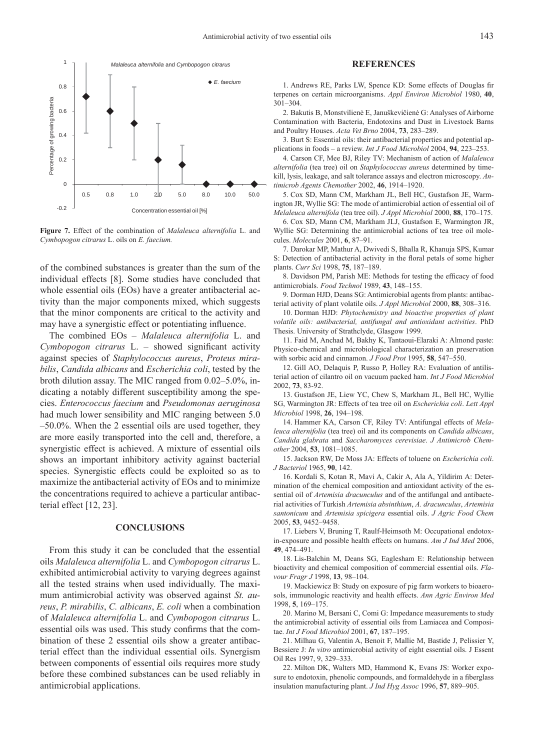**Figure 7.** Effect of the combination of *Malaleuca alternifolia* L. and *Cymbopogon citrarus* L. oils on *E. faecium.*

of the combined substances is greater than the sum of the individual effects [8]. Some studies have concluded that whole essential oils (EOs) have a greater antibacterial activity than the major components mixed, which suggests that the minor components are critical to the activity and may have a synergistic effect or potentiating influence.

The combined EOs – *Malaleuca alternifolia* L. and *Cymbopogon citrarus* L. – showed significant activity against species of *Staphylococcus aureus*, *Proteus mirabilis*, *Candida albicans* and *Escherichia coli*, tested by the broth dilution assay. The MIC ranged from 0.02–5.0%, indicating a notably different susceptibility among the species. *Enterococcus faecium* and *Pseudomonas aeruginosa* had much lower sensibility and MIC ranging between 5.0 –50.0%. When the 2 essential oils are used together, they are more easily transported into the cell and, therefore, a synergistic effect is achieved. A mixture of essential oils shows an important inhibitory activity against bacterial species. Synergistic effects could be exploited so as to maximize the antibacterial activity of EOs and to minimize the concentrations required to achieve a particular antibacterial effect [12, 23].

## CONCLUSIONS

From this study it can be concluded that the essential oils *Malaleuca alternifolia* L. and *Cymbopogon citrarus* L. exhibited antimicrobial activity to varying degrees against all the tested strains when used individually. The maximum antimicrobial activity was observed against *St. aureus*, *P. mirabilis*, *C. albicans*, *E. coli* when a combination of *Malaleuca alternifolia* L. and *Cymbopogon citrarus* L. essential oils was used. This study confirms that the combination of these 2 essential oils show a greater antibacterial effect than the individual essential oils. Synergism between components of essential oils requires more study before these combined substances can be used reliably in antimicrobial applications.

## REFERENCES

1. Andrews RE, Parks LW, Spence KD: Some effects of Douglas fir terpenes on certain microorganisms. *Appl Environ Microbiol* 1980, **40**, 301–304.

2. Bakutis B, Monstvilienė E, Januškevičienė G: Analyses of Airborne Contamination with Bacteria, Endotoxins and Dust in Livestock Barns and Poultry Houses. *Acta Vet Brno* 2004, **73**, 283–289.

3. Burt S: Essential oils: their antibacterial properties and potential applications in foods – a review. *Int J Food Microbiol* 2004, **94**, 223–253.

4. Carson CF, Mee BJ, Riley TV: Mechanism of action of *Malaleuca alternifolia* (tea tree) oil on *Staphylococcus aureus* determined by time-kill, lysis, leakage, and salt tolerance assays and electron microscopy. *Antimicrob Agents Chemother* 2002, **46**, 1914–1920.

5. Cox SD, Mann CM, Markham JL, Bell HC, Gustafson JE, Warmington JR, Wyllie SG: The mode of antimicrobial action of essential oil of *Melaleuca alternifola* (tea tree oil). *J Appl Microbiol* 2000, **88**, 170–175.

6. Cox SD, Mann CM, Markham JLJ, Gustafson E, Warmington JR, Wyllie SG: Determining the antimicrobial actions of tea tree oil molecules. *Molecules* 2001, **6**, 87–91.

7. Darokar MP, Mathur A, Dwivedi S, Bhalla R, Khanuja SPS, Kumar S: Detection of antibacterial activity in the floral petals of some higher plants. *Curr Sci* 1998, **75**, 187–189.

8. Davidson PM, Parish ME: Methods for testing the efficacy of food antimicrobials. *Food Technol* 1989, **43**, 148–155.

9. Dorman HJD, Deans SG: Antimicrobial agents from plants: antibacterial activity of plant volatile oils. *J Appl Microbiol* 2000, **88**, 308–316.

10. Dorman HJD: *Phytochemistry and bioactive properties of plant volatile oils: antibacterial, antifungal and antioxidant activities*. PhD Thesis. University of Strathclyde, Glasgow 1999.

11. Faid M, Anchad M, Bakhy K, Tantaoui-Elaraki A: Almond paste: Physico-chemical and microbiological characterization an preservation with sorbic acid and cinnamon. *J Food Prot* 1995, **58**, 547–550.

12. Gill AO, Delaquis P, Russo P, Holley RA: Evaluation of antilisterial action of cilantro oil on vacuum packed ham. *Int J Food Microbiol* 2002, **73**, 83-92.

13. Gustafson JE, Liew YC, Chew S, Markham JL, Bell HC, Wyllie SG, Warmington JR: Effects of tea tree oil on *Escherichia coli*. *Lett Appl Microbiol* 1998, **26**, 194–198.

14. Hammer KA, Carson CF, Riley TV: Antifungal effects of *Melaleuca alternifolia* (tea tree) oil and its components on *Candida albicans*, *Candida glabrata* and *Saccharomyces cerevisiae*. *J Antimicrob Chemother* 2004, **53**, 1081–1085.

15. Jackson RW, De Moss JA: Effects of toluene on *Escherichia coli*. *J Bacteriol* 1965, **90**, 142.

16. Kordali S, Kotan R, Mavi A, Cakir A, Ala A, Yildirim A: Determination of the chemical composition and antioxidant activity of the essential oil of *Artemisia dracunculus* and of the antifungal and antibacterial activities of Turkish *Artemisia absinthium*, *A. dracunculus*, *Artemisia santonicum* and *Artemisia spicigera* essential oils. *J Agric Food Chem* 2005, **53**, 9452–9458.

17. Liebers V, Bruning T, Raulf-Heimsoth M: Occupational endotoxin-exposure and possible health effects on humans. *Am J Ind Med* 2006, **49**, 474–491.

18. Lis-Balchin M, Deans SG, Eaglesham E: Relationship between bioactivity and chemical composition of commercial essential oils. *Flavour Fragr J* 1998, **13**, 98–104.

19. Mackiewicz B: Study on exposure of pig farm workers to bioaerosols, immunologic reactivity and health effects. *Ann Agric Environ Med* 1998, **5**, 169–175.

20. Marino M, Bersani C, Comi G: Impedance measurements to study the antimicrobial activity of essential oils from Lamiacea and Compositae. *Int J Food Microbiol* 2001, **67**, 187–195.

21. Milhau G, Valentin A, Benoit F, Mallie M, Bastide J, Pelissier Y, Bessiere J: *In vitro* antimicrobial activity of eight essential oils. J Essent Oil Res 1997, 9, 329–333.

22. Milton DK, Walters MD, Hammond K, Evans JS: Worker exposure to endotoxin, phenolic compounds, and formaldehyde in a fiberglass insulation manufacturing plant. *J Ind Hyg Assoc* 1996, **57**, 889–905.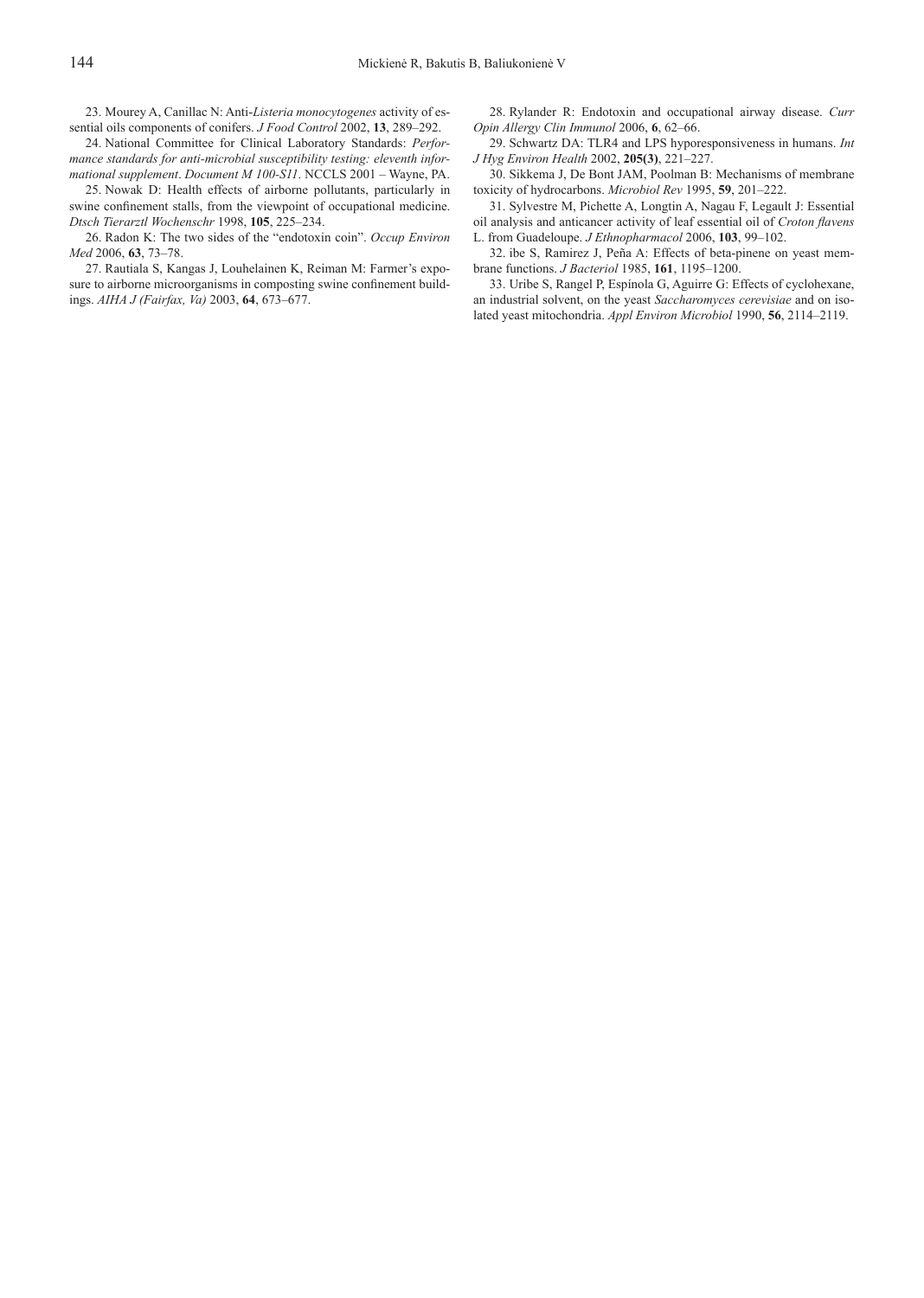23. Mourey A, Canillac N: Anti-*Listeria monocytogenes* activity of essential oils components of conifers. *J Food Control* 2002, **13**, 289–292.

24. National Committee for Clinical Laboratory Standards: *Performance standards for anti-microbial susceptibility testing: eleventh informational supplement*. *Document M 100-S11*. NCCLS 2001 – Wayne, PA.

25. Nowak D: Health effects of airborne pollutants, particularly in swine confinement stalls, from the viewpoint of occupational medicine. *Dtsch Tierarztl Wochenschr* 1998, **105**, 225–234.

26. Radon K: The two sides of the "endotoxin coin". *Occup Environ Med* 2006, **63**, 73–78.

27. Rautiala S, Kangas J, Louhelainen K, Reiman M: Farmer's exposure to airborne microorganisms in composting swine confinement buildings. *AIHA J (Fairfax, Va)* 2003, **64**, 673–677.

28. Rylander R: Endotoxin and occupational airway disease. *Curr Opin Allergy Clin Immunol* 2006, **6**, 62–66.

29. Schwartz DA: TLR4 and LPS hyporesponsiveness in humans. *Int J Hyg Environ Health* 2002, **205(3)**, 221–227.

30. Sikkema J, De Bont JAM, Poolman B: Mechanisms of membrane toxicity of hydrocarbons. *Microbiol Rev* 1995, **59**, 201–222.

31. Sylvestre M, Pichette A, Longtin A, Nagau F, Legault J: Essential oil analysis and anticancer activity of leaf essential oil of *Croton flavens* L. from Guadeloupe. *J Ethnopharmacol* 2006, **103**, 99–102.

32. ibe S, Ramirez J, Peña A: Effects of beta-pinene on yeast membrane functions. *J Bacteriol* 1985, **161**, 1195–1200.

33. Uribe S, Rangel P, Espínola G, Aguirre G: Effects of cyclohexane, an industrial solvent, on the yeast *Saccharomyces cerevisiae* and on isolated yeast mitochondria. *Appl Environ Microbiol* 1990, **56**, 2114–2119.